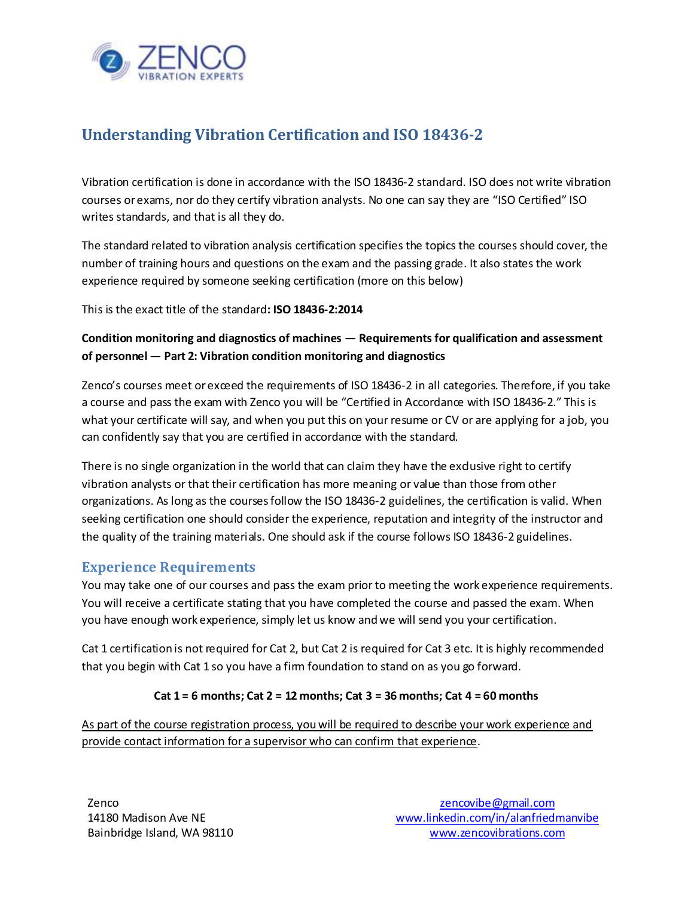ZENCO
VIBRATION EXPERTS

# Understanding Vibration Certification and ISO 18436-2

Vibration certification is done in accordance with the ISO 18436-2 standard. ISO does not write vibration courses or exams, nor do they certify vibration analysts. No one can say they are "ISO Certified" ISO writes standards, and that is all they do.

The standard related to vibration analysis certification specifies the topics the courses should cover, the number of training hours and questions on the exam and the passing grade. It also states the work experience required by someone seeking certification (more on this below)

This is the exact title of the standard**: ISO 18436-2:2014**

**Condition monitoring and diagnostics of machines — Requirements for qualification and assessment of personnel — Part 2: Vibration condition monitoring and diagnostics**

Zenco's courses meet or exceed the requirements of ISO 18436-2 in all categories. Therefore, if you take a course and pass the exam with Zenco you will be "Certified in Accordance with ISO 18436-2." This is what your certificate will say, and when you put this on your resume or CV or are applying for a job, you can confidently say that you are certified in accordance with the standard.

There is no single organization in the world that can claim they have the exclusive right to certify vibration analysts or that their certification has more meaning or value than those from other organizations. As long as the courses follow the ISO 18436-2 guidelines, the certification is valid. When seeking certification one should consider the experience, reputation and integrity of the instructor and the quality of the training materials. One should ask if the course follows ISO 18436-2 guidelines.

## Experience Requirements

You may take one of our courses and pass the exam prior to meeting the work experience requirements. You will receive a certificate stating that you have completed the course and passed the exam. When you have enough work experience, simply let us know and we will send you your certification.

Cat 1 certification is not required for Cat 2, but Cat 2 is required for Cat 3 etc. It is highly recommended that you begin with Cat 1 so you have a firm foundation to stand on as you go forward.

**Cat 1 = 6 months; Cat 2 = 12 months; Cat 3 = 36 months; Cat 4 = 60 months**

As part of the course registration process, you will be required to describe your work experience and provide contact information for a supervisor who can confirm that experience.

Zenco
14180 Madison Ave NE
Bainbridge Island, WA 98110

zencovibe@gmail.com
www.linkedin.com/in/alanfriedmanvibe
www.zencovibrations.com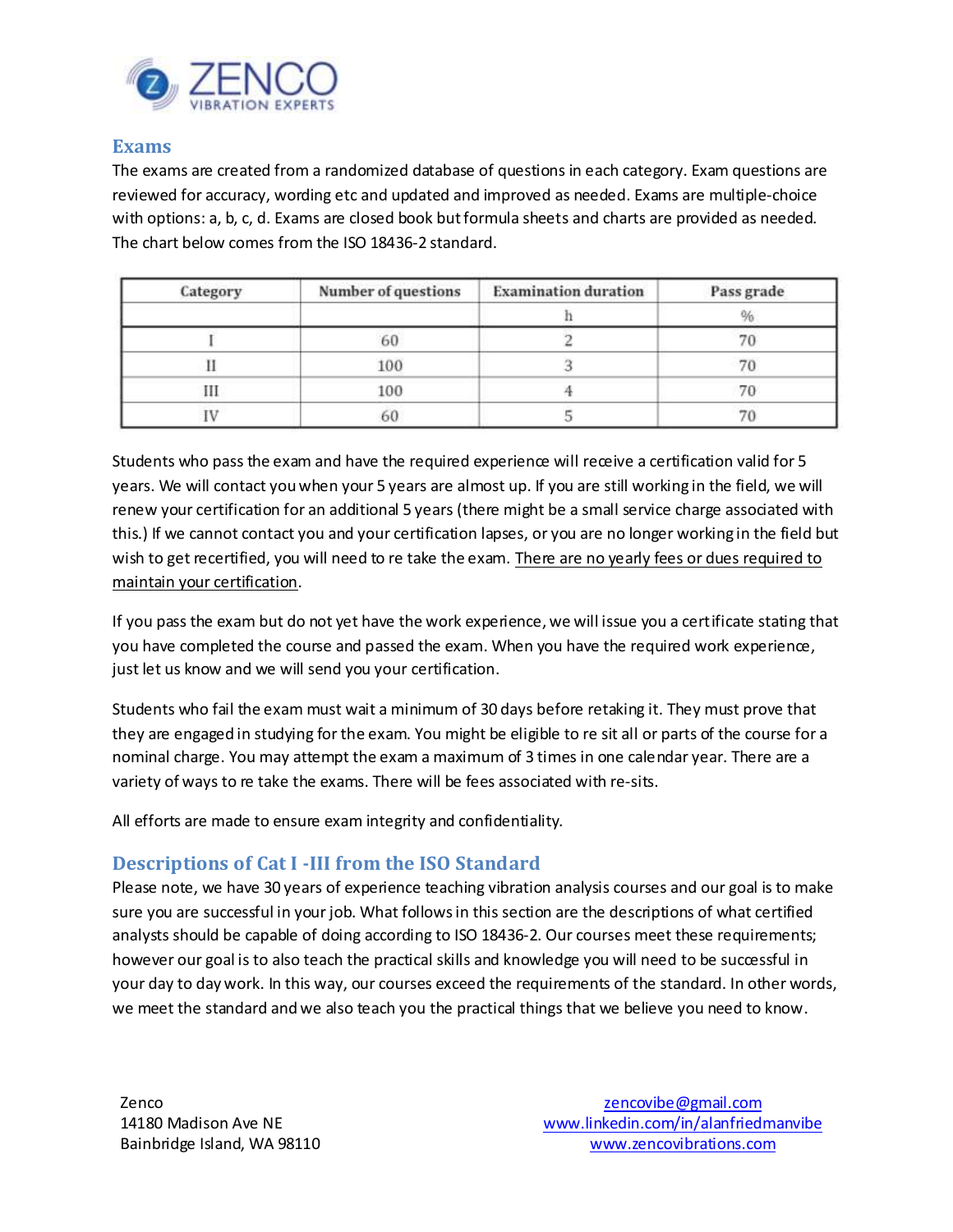## Exams

The exams are created from a randomized database of questions in each category. Exam questions are reviewed for accuracy, wording etc and updated and improved as needed. Exams are multiple-choice with options: a, b, c, d. Exams are closed book but formula sheets and charts are provided as needed. The chart below comes from the ISO 18436-2 standard.

| Category | Number of questions | Examination duration | Pass grade |
|---|---|---|---|
| | | h | % |
| I | 60 | 2 | 70 |
| II | 100 | 3 | 70 |
| III | 100 | 4 | 70 |
| IV | 60 | 5 | 70 |

Students who pass the exam and have the required experience will receive a certification valid for 5 years. We will contact you when your 5 years are almost up. If you are still working in the field, we will renew your certification for an additional 5 years (there might be a small service charge associated with this.) If we cannot contact you and your certification lapses, or you are no longer working in the field but wish to get recertified, you will need to re take the exam. There are no yearly fees or dues required to maintain your certification.

If you pass the exam but do not yet have the work experience, we will issue you a certificate stating that you have completed the course and passed the exam. When you have the required work experience, just let us know and we will send you your certification.

Students who fail the exam must wait a minimum of 30 days before retaking it. They must prove that they are engaged in studying for the exam. You might be eligible to re sit all or parts of the course for a nominal charge. You may attempt the exam a maximum of 3 times in one calendar year. There are a variety of ways to re take the exams. There will be fees associated with re-sits.

All efforts are made to ensure exam integrity and confidentiality.

## Descriptions of Cat I -III from the ISO Standard

Please note, we have 30 years of experience teaching vibration analysis courses and our goal is to make sure you are successful in your job. What follows in this section are the descriptions of what certified analysts should be capable of doing according to ISO 18436-2. Our courses meet these requirements; however our goal is to also teach the practical skills and knowledge you will need to be successful in your day to day work. In this way, our courses exceed the requirements of the standard. In other words, we meet the standard and we also teach you the practical things that we believe you need to know.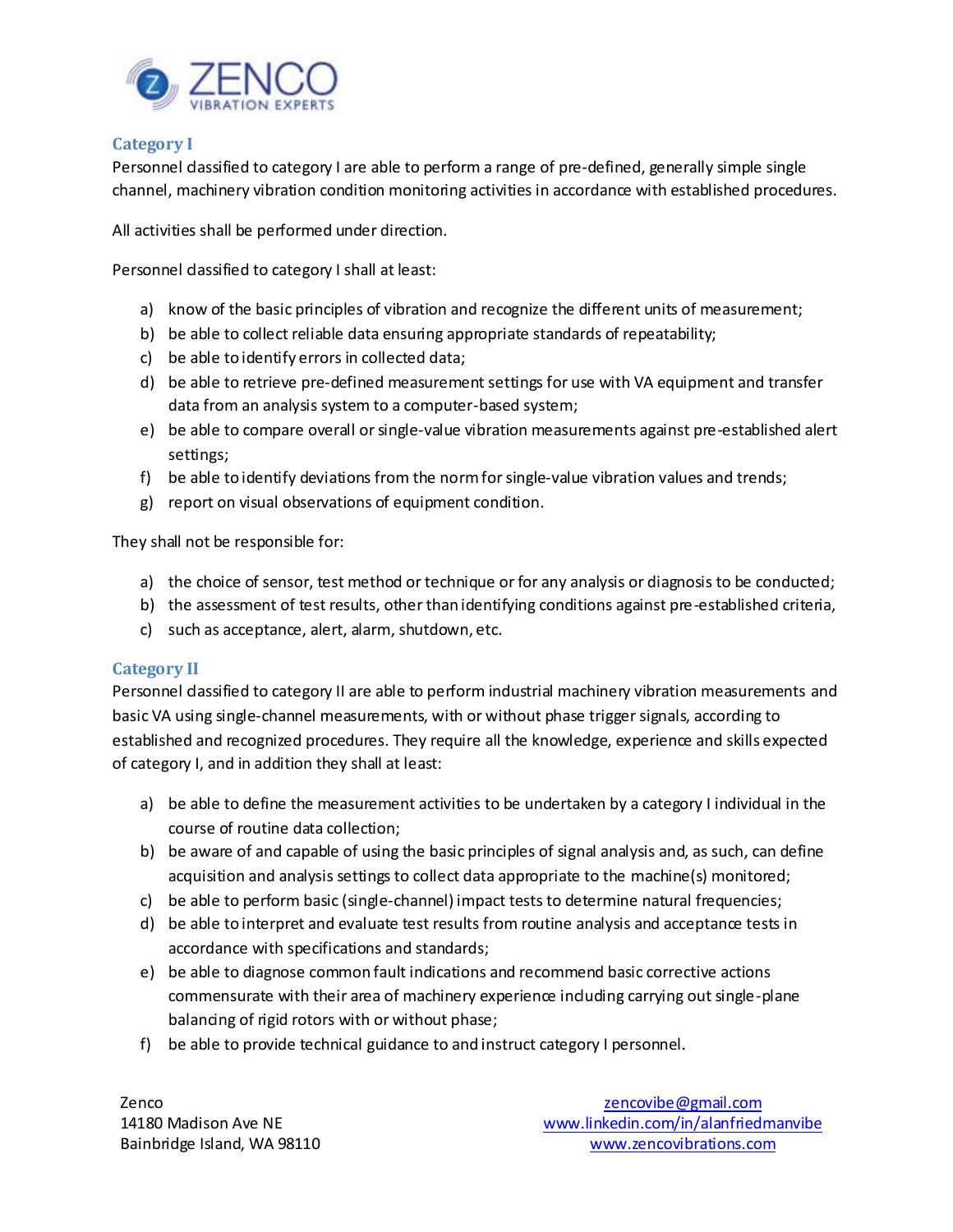### Category I

Personnel classified to category I are able to perform a range of pre-defined, generally simple single channel, machinery vibration condition monitoring activities in accordance with established procedures.

All activities shall be performed under direction.

Personnel classified to category I shall at least:

a) know of the basic principles of vibration and recognize the different units of measurement;
b) be able to collect reliable data ensuring appropriate standards of repeatability;
c) be able to identify errors in collected data;
d) be able to retrieve pre-defined measurement settings for use with VA equipment and transfer data from an analysis system to a computer-based system;
e) be able to compare overall or single-value vibration measurements against pre-established alert settings;
f) be able to identify deviations from the norm for single-value vibration values and trends;
g) report on visual observations of equipment condition.

They shall not be responsible for:

a) the choice of sensor, test method or technique or for any analysis or diagnosis to be conducted;
b) the assessment of test results, other than identifying conditions against pre-established criteria,
c) such as acceptance, alert, alarm, shutdown, etc.

### Category II

Personnel classified to category II are able to perform industrial machinery vibration measurements and basic VA using single-channel measurements, with or without phase trigger signals, according to established and recognized procedures. They require all the knowledge, experience and skills expected of category I, and in addition they shall at least:

a) be able to define the measurement activities to be undertaken by a category I individual in the course of routine data collection;
b) be aware of and capable of using the basic principles of signal analysis and, as such, can define acquisition and analysis settings to collect data appropriate to the machine(s) monitored;
c) be able to perform basic (single-channel) impact tests to determine natural frequencies;
d) be able to interpret and evaluate test results from routine analysis and acceptance tests in accordance with specifications and standards;
e) be able to diagnose common fault indications and recommend basic corrective actions commensurate with their area of machinery experience including carrying out single-plane balancing of rigid rotors with or without phase;
f) be able to provide technical guidance to and instruct category I personnel.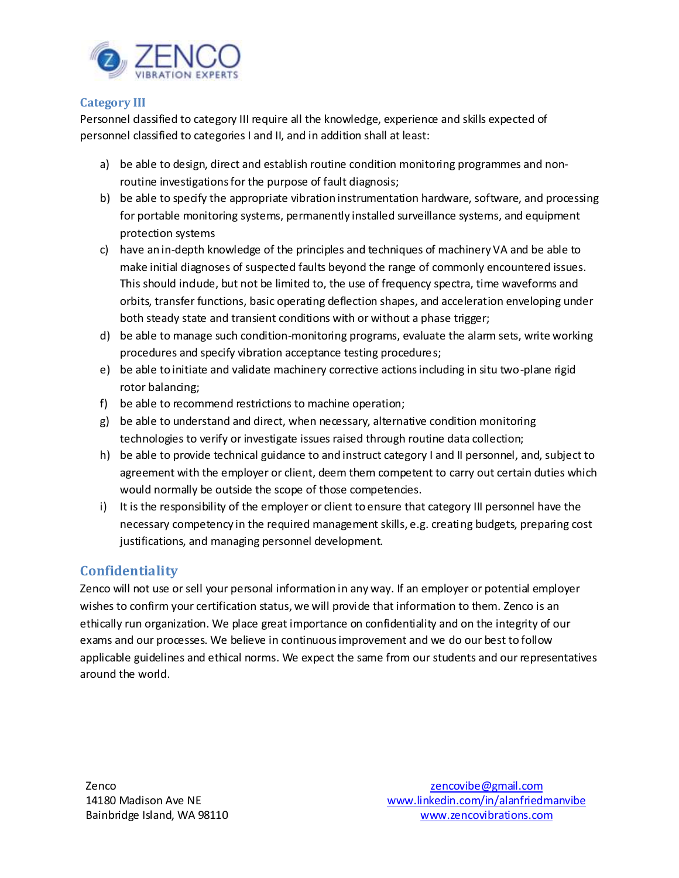### Category III

Personnel classified to category III require all the knowledge, experience and skills expected of personnel classified to categories I and II, and in addition shall at least:

a) be able to design, direct and establish routine condition monitoring programmes and non-routine investigations for the purpose of fault diagnosis;
b) be able to specify the appropriate vibration instrumentation hardware, software, and processing for portable monitoring systems, permanently installed surveillance systems, and equipment protection systems
c) have an in-depth knowledge of the principles and techniques of machinery VA and be able to make initial diagnoses of suspected faults beyond the range of commonly encountered issues. This should include, but not be limited to, the use of frequency spectra, time waveforms and orbits, transfer functions, basic operating deflection shapes, and acceleration enveloping under both steady state and transient conditions with or without a phase trigger;
d) be able to manage such condition-monitoring programs, evaluate the alarm sets, write working procedures and specify vibration acceptance testing procedures;
e) be able to initiate and validate machinery corrective actions including in situ two-plane rigid rotor balancing;
f) be able to recommend restrictions to machine operation;
g) be able to understand and direct, when necessary, alternative condition monitoring technologies to verify or investigate issues raised through routine data collection;
h) be able to provide technical guidance to and instruct category I and II personnel, and, subject to agreement with the employer or client, deem them competent to carry out certain duties which would normally be outside the scope of those competencies.
i) It is the responsibility of the employer or client to ensure that category III personnel have the necessary competency in the required management skills, e.g. creating budgets, preparing cost justifications, and managing personnel development.

## Confidentiality

Zenco will not use or sell your personal information in any way. If an employer or potential employer wishes to confirm your certification status, we will provide that information to them. Zenco is an ethically run organization. We place great importance on confidentiality and on the integrity of our exams and our processes. We believe in continuous improvement and we do our best to follow applicable guidelines and ethical norms. We expect the same from our students and our representatives around the world.